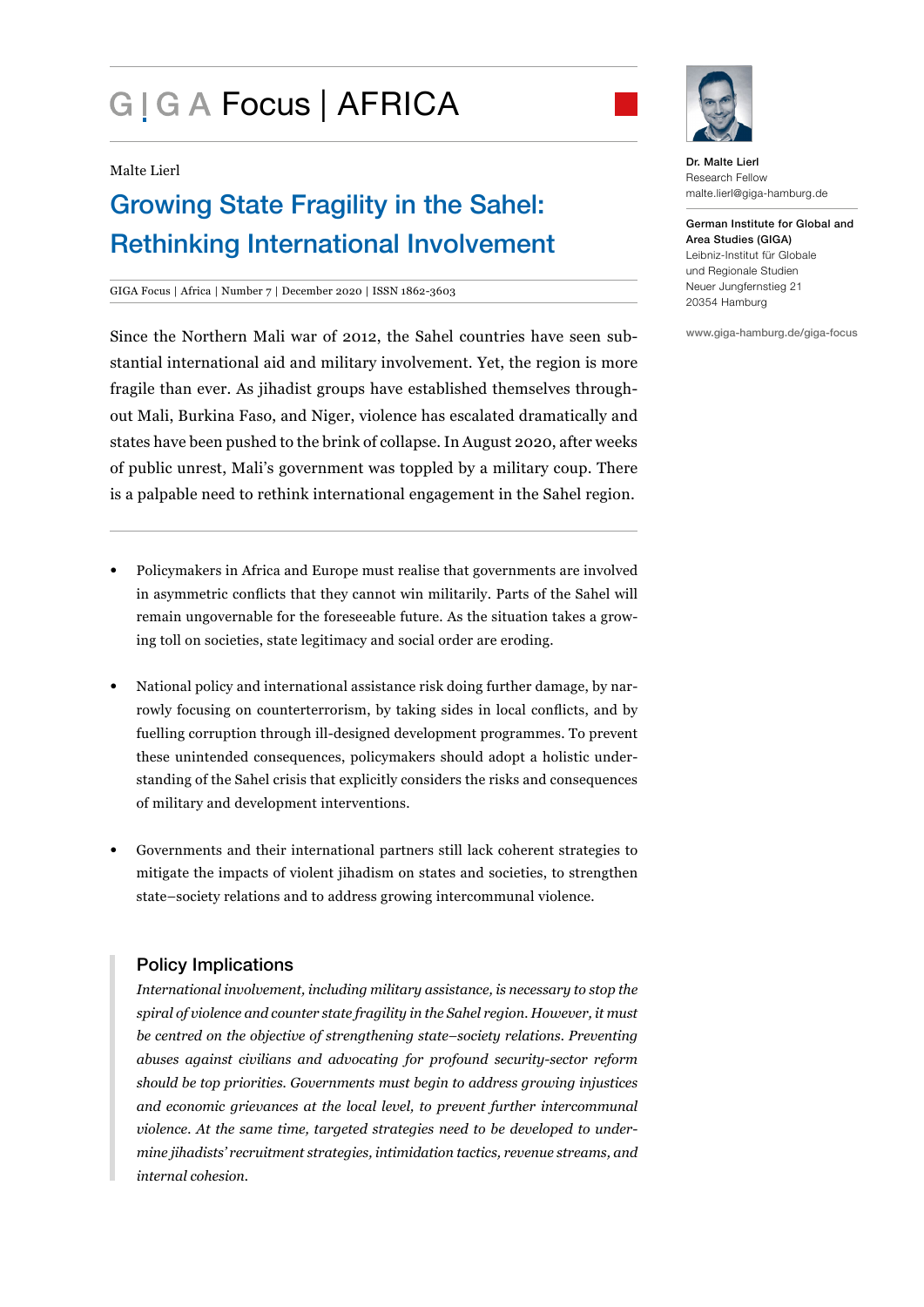# GIGA Focus | AFRICA

Malte Lierl

## Growing State Fragility in the Sahel: Rethinking International Involvement

GIGA Focus | Africa | Number 7 | December 2020 | ISSN 1862-3603

Dr. Malte Lierl
Research Fellow
malte.lierl@giga-hamburg.de

German Institute for Global and Area Studies (GIGA)
Leibniz-Institut für Globale und Regionale Studien
Neuer Jungfernstieg 21
20354 Hamburg

www.giga-hamburg.de/giga-focus

Since the Northern Mali war of 2012, the Sahel countries have seen substantial international aid and military involvement. Yet, the region is more fragile than ever. As jihadist groups have established themselves throughout Mali, Burkina Faso, and Niger, violence has escalated dramatically and states have been pushed to the brink of collapse. In August 2020, after weeks of public unrest, Mali's government was toppled by a military coup. There is a palpable need to rethink international engagement in the Sahel region.

- Policymakers in Africa and Europe must realise that governments are involved in asymmetric conflicts that they cannot win militarily. Parts of the Sahel will remain ungovernable for the foreseeable future. As the situation takes a growing toll on societies, state legitimacy and social order are eroding.
- National policy and international assistance risk doing further damage, by narrowly focusing on counterterrorism, by taking sides in local conflicts, and by fuelling corruption through ill-designed development programmes. To prevent these unintended consequences, policymakers should adopt a holistic understanding of the Sahel crisis that explicitly considers the risks and consequences of military and development interventions.
- Governments and their international partners still lack coherent strategies to mitigate the impacts of violent jihadism on states and societies, to strengthen state–society relations and to address growing intercommunal violence.

### Policy Implications

*International involvement, including military assistance, is necessary to stop the spiral of violence and counter state fragility in the Sahel region. However, it must be centred on the objective of strengthening state–society relations. Preventing abuses against civilians and advocating for profound security-sector reform should be top priorities. Governments must begin to address growing injustices and economic grievances at the local level, to prevent further intercommunal violence. At the same time, targeted strategies need to be developed to undermine jihadists' recruitment strategies, intimidation tactics, revenue streams, and internal cohesion.*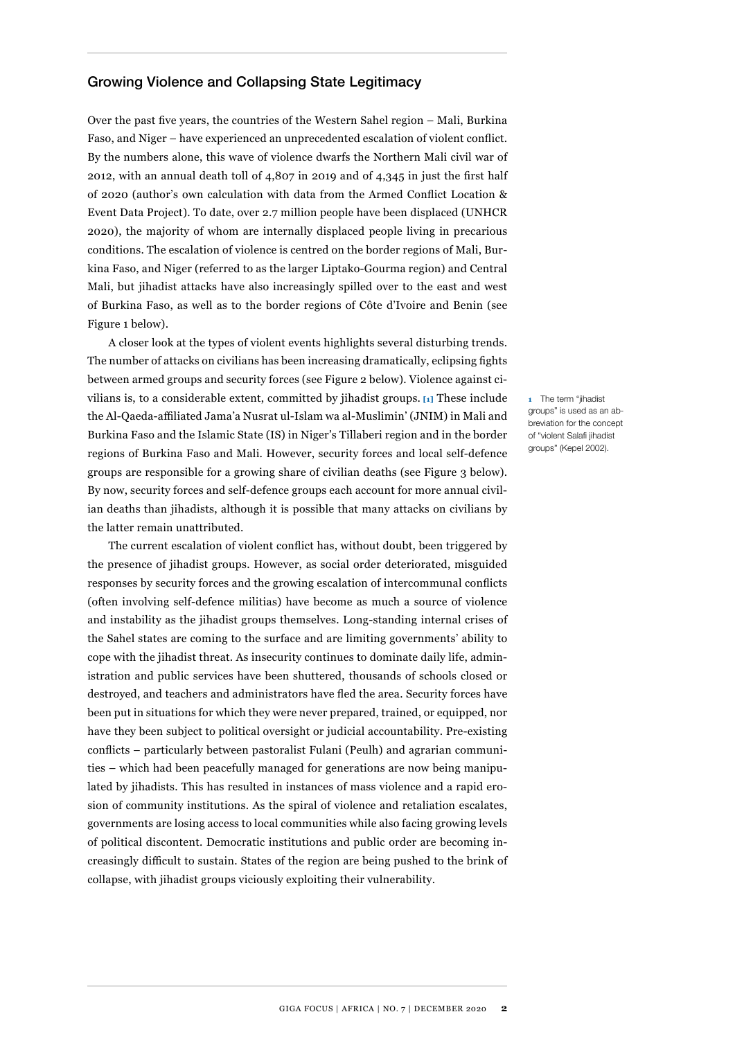## Growing Violence and Collapsing State Legitimacy

Over the past five years, the countries of the Western Sahel region – Mali, Burkina Faso, and Niger – have experienced an unprecedented escalation of violent conflict. By the numbers alone, this wave of violence dwarfs the Northern Mali civil war of 2012, with an annual death toll of 4,807 in 2019 and of 4,345 in just the first half of 2020 (author's own calculation with data from the Armed Conflict Location & Event Data Project). To date, over 2.7 million people have been displaced (UNHCR 2020), the majority of whom are internally displaced people living in precarious conditions. The escalation of violence is centred on the border regions of Mali, Burkina Faso, and Niger (referred to as the larger Liptako-Gourma region) and Central Mali, but jihadist attacks have also increasingly spilled over to the east and west of Burkina Faso, as well as to the border regions of Côte d'Ivoire and Benin (see Figure 1 below).

A closer look at the types of violent events highlights several disturbing trends. The number of attacks on civilians has been increasing dramatically, eclipsing fights between armed groups and security forces (see Figure 2 below). Violence against civilians is, to a considerable extent, committed by jihadist groups. [1] These include the Al-Qaeda-affiliated Jama'a Nusrat ul-Islam wa al-Muslimin' (JNIM) in Mali and Burkina Faso and the Islamic State (IS) in Niger's Tillaberi region and in the border regions of Burkina Faso and Mali. However, security forces and local self-defence groups are responsible for a growing share of civilian deaths (see Figure 3 below). By now, security forces and self-defence groups each account for more annual civilian deaths than jihadists, although it is possible that many attacks on civilians by the latter remain unattributed.

The current escalation of violent conflict has, without doubt, been triggered by the presence of jihadist groups. However, as social order deteriorated, misguided responses by security forces and the growing escalation of intercommunal conflicts (often involving self-defence militias) have become as much a source of violence and instability as the jihadist groups themselves. Long-standing internal crises of the Sahel states are coming to the surface and are limiting governments' ability to cope with the jihadist threat. As insecurity continues to dominate daily life, administration and public services have been shuttered, thousands of schools closed or destroyed, and teachers and administrators have fled the area. Security forces have been put in situations for which they were never prepared, trained, or equipped, nor have they been subject to political oversight or judicial accountability. Pre-existing conflicts – particularly between pastoralist Fulani (Peulh) and agrarian communities – which had been peacefully managed for generations are now being manipulated by jihadists. This has resulted in instances of mass violence and a rapid erosion of community institutions. As the spiral of violence and retaliation escalates, governments are losing access to local communities while also facing growing levels of political discontent. Democratic institutions and public order are becoming increasingly difficult to sustain. States of the region are being pushed to the brink of collapse, with jihadist groups viciously exploiting their vulnerability.

[1] The term "jihadist groups" is used as an abbreviation for the concept of "violent Salafi jihadist groups" (Kepel 2002).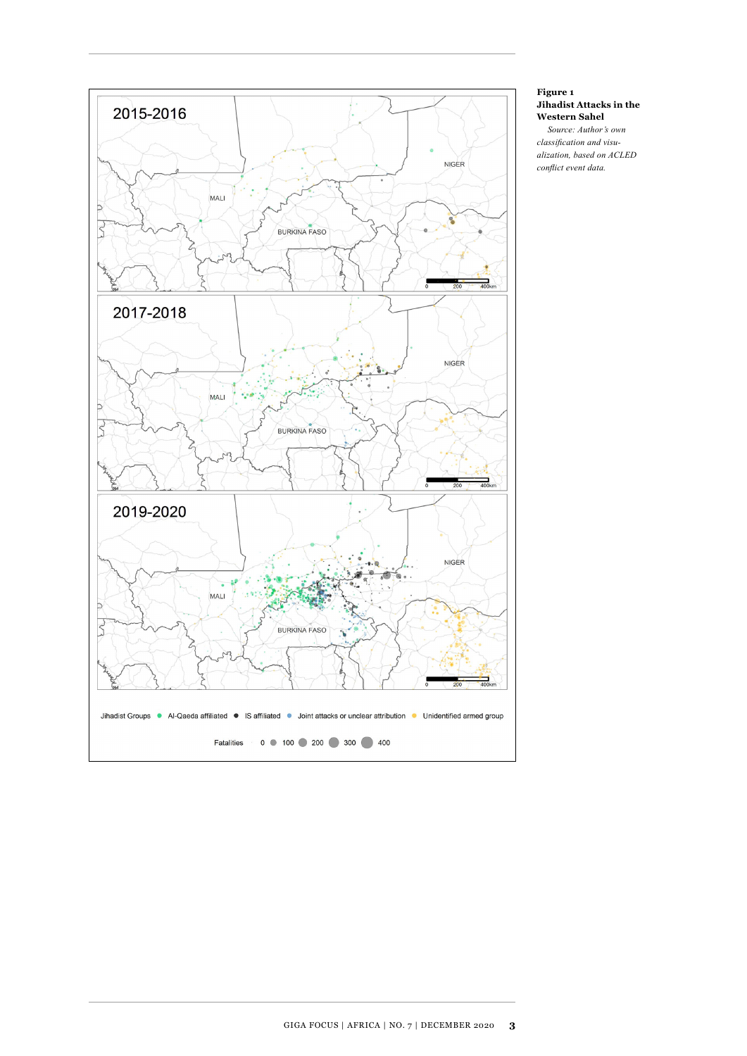**Figure 1**
**Jihadist Attacks in the Western Sahel**

*Source: Author's own classification and visualization, based on ACLED conflict event data.*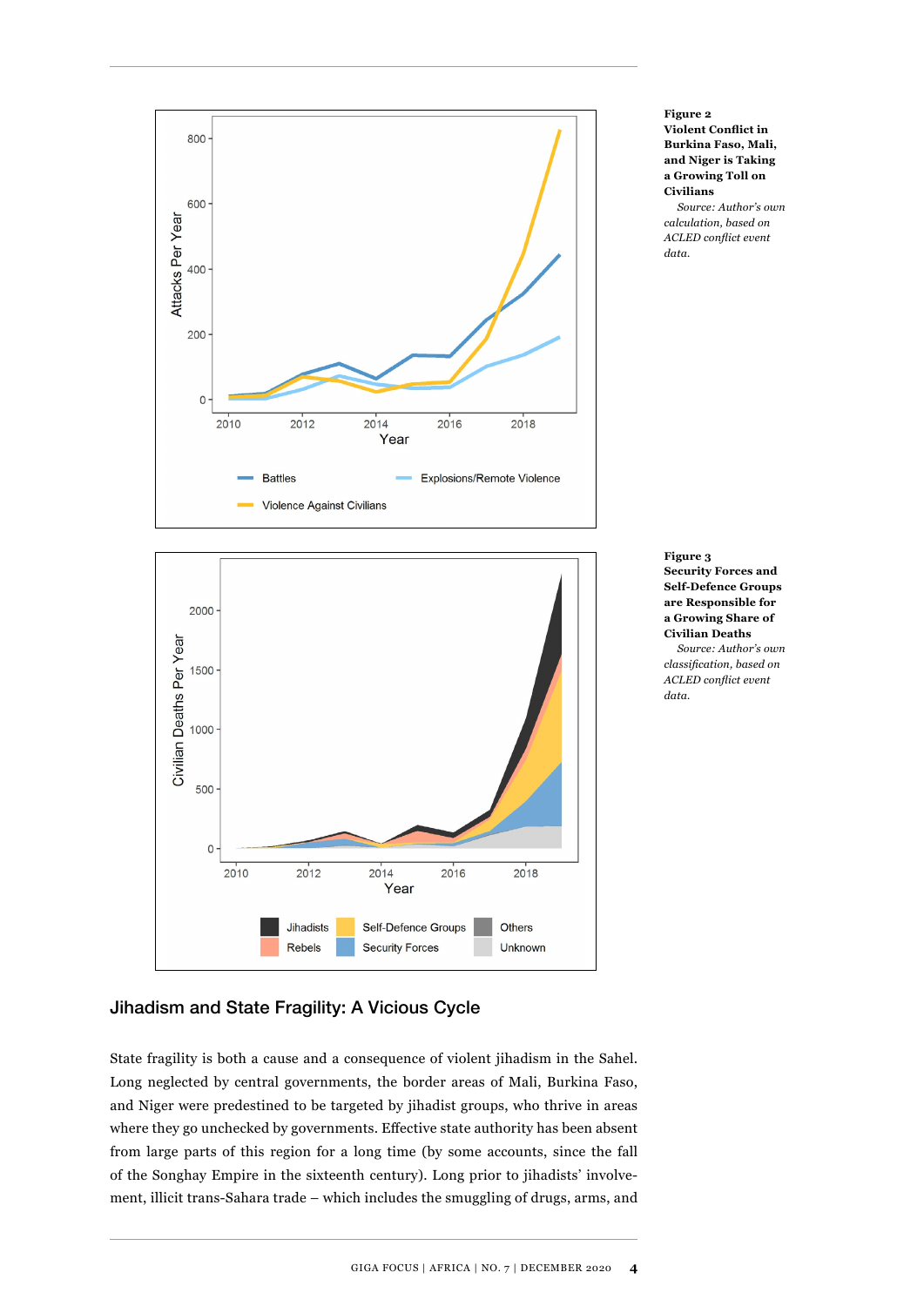**Figure 2**
**Violent Conflict in Burkina Faso, Mali, and Niger is Taking a Growing Toll on Civilians**

*Source: Author's own calculation, based on ACLED conflict event data.*

**Figure 3**
**Security Forces and Self-Defence Groups are Responsible for a Growing Share of Civilian Deaths**

*Source: Author's own classification, based on ACLED conflict event data.*

## Jihadism and State Fragility: A Vicious Cycle

State fragility is both a cause and a consequence of violent jihadism in the Sahel. Long neglected by central governments, the border areas of Mali, Burkina Faso, and Niger were predestined to be targeted by jihadist groups, who thrive in areas where they go unchecked by governments. Effective state authority has been absent from large parts of this region for a long time (by some accounts, since the fall of the Songhay Empire in the sixteenth century). Long prior to jihadists' involvement, illicit trans-Sahara trade – which includes the smuggling of drugs, arms, and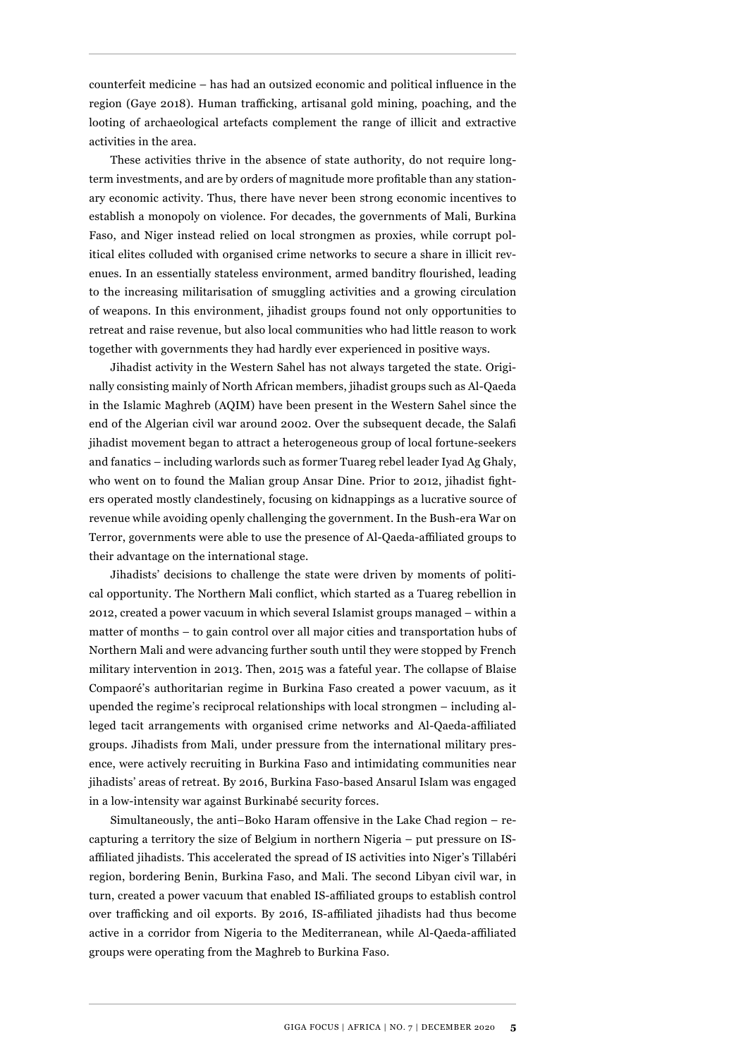counterfeit medicine – has had an outsized economic and political influence in the region (Gaye 2018). Human trafficking, artisanal gold mining, poaching, and the looting of archaeological artefacts complement the range of illicit and extractive activities in the area.

These activities thrive in the absence of state authority, do not require long-term investments, and are by orders of magnitude more profitable than any stationary economic activity. Thus, there have never been strong economic incentives to establish a monopoly on violence. For decades, the governments of Mali, Burkina Faso, and Niger instead relied on local strongmen as proxies, while corrupt political elites colluded with organised crime networks to secure a share in illicit revenues. In an essentially stateless environment, armed banditry flourished, leading to the increasing militarisation of smuggling activities and a growing circulation of weapons. In this environment, jihadist groups found not only opportunities to retreat and raise revenue, but also local communities who had little reason to work together with governments they had hardly ever experienced in positive ways.

Jihadist activity in the Western Sahel has not always targeted the state. Originally consisting mainly of North African members, jihadist groups such as Al-Qaeda in the Islamic Maghreb (AQIM) have been present in the Western Sahel since the end of the Algerian civil war around 2002. Over the subsequent decade, the Salafi jihadist movement began to attract a heterogeneous group of local fortune-seekers and fanatics – including warlords such as former Tuareg rebel leader Iyad Ag Ghaly, who went on to found the Malian group Ansar Dine. Prior to 2012, jihadist fighters operated mostly clandestinely, focusing on kidnappings as a lucrative source of revenue while avoiding openly challenging the government. In the Bush-era War on Terror, governments were able to use the presence of Al-Qaeda-affiliated groups to their advantage on the international stage.

Jihadists' decisions to challenge the state were driven by moments of political opportunity. The Northern Mali conflict, which started as a Tuareg rebellion in 2012, created a power vacuum in which several Islamist groups managed – within a matter of months – to gain control over all major cities and transportation hubs of Northern Mali and were advancing further south until they were stopped by French military intervention in 2013. Then, 2015 was a fateful year. The collapse of Blaise Compaoré's authoritarian regime in Burkina Faso created a power vacuum, as it upended the regime's reciprocal relationships with local strongmen – including alleged tacit arrangements with organised crime networks and Al-Qaeda-affiliated groups. Jihadists from Mali, under pressure from the international military presence, were actively recruiting in Burkina Faso and intimidating communities near jihadists' areas of retreat. By 2016, Burkina Faso-based Ansarul Islam was engaged in a low-intensity war against Burkinabé security forces.

Simultaneously, the anti–Boko Haram offensive in the Lake Chad region – recapturing a territory the size of Belgium in northern Nigeria – put pressure on IS-affiliated jihadists. This accelerated the spread of IS activities into Niger's Tillabéri region, bordering Benin, Burkina Faso, and Mali. The second Libyan civil war, in turn, created a power vacuum that enabled IS-affiliated groups to establish control over trafficking and oil exports. By 2016, IS-affiliated jihadists had thus become active in a corridor from Nigeria to the Mediterranean, while Al-Qaeda-affiliated groups were operating from the Maghreb to Burkina Faso.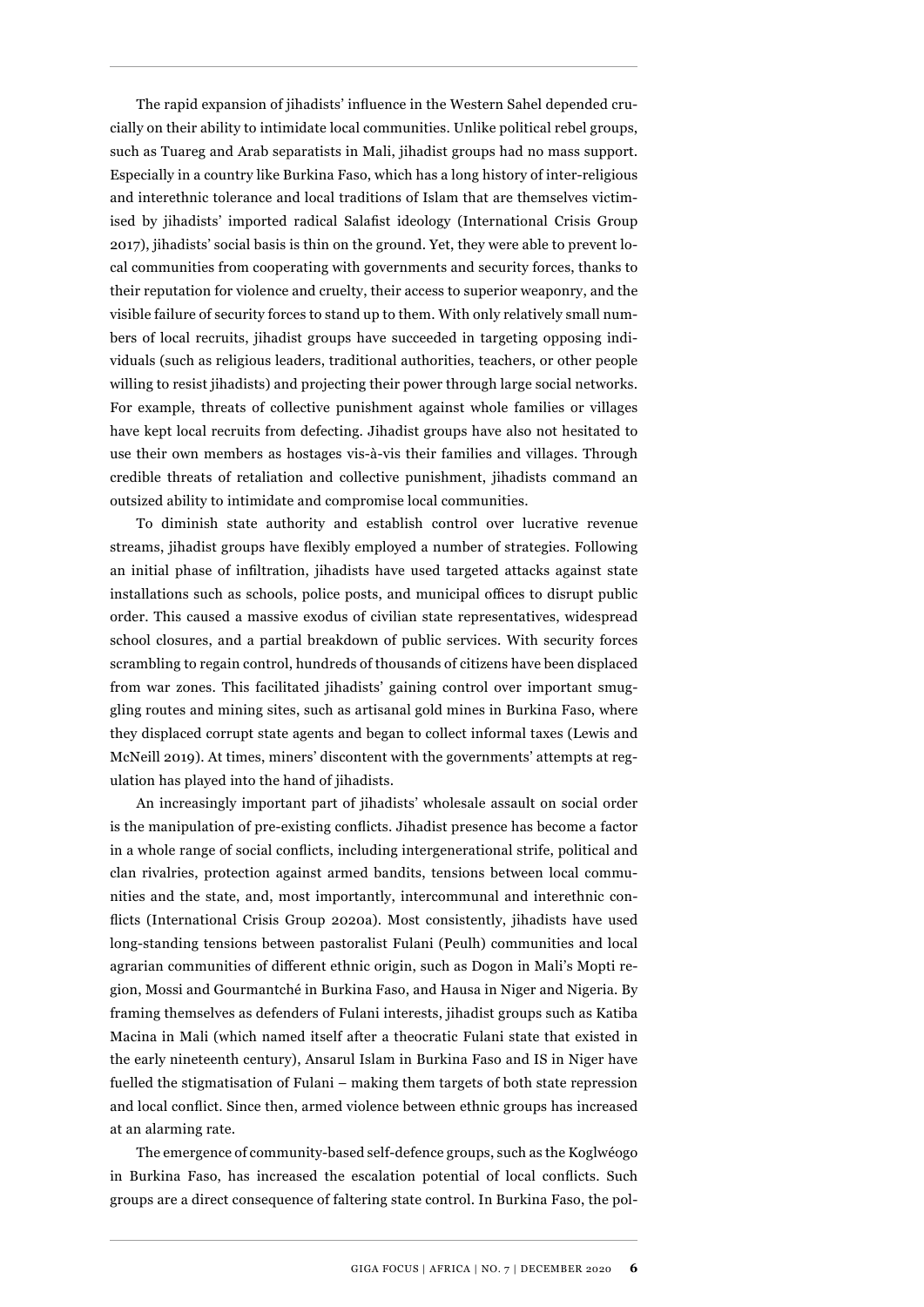The rapid expansion of jihadists' influence in the Western Sahel depended crucially on their ability to intimidate local communities. Unlike political rebel groups, such as Tuareg and Arab separatists in Mali, jihadist groups had no mass support. Especially in a country like Burkina Faso, which has a long history of inter-religious and interethnic tolerance and local traditions of Islam that are themselves victimised by jihadists' imported radical Salafist ideology (International Crisis Group 2017), jihadists' social basis is thin on the ground. Yet, they were able to prevent local communities from cooperating with governments and security forces, thanks to their reputation for violence and cruelty, their access to superior weaponry, and the visible failure of security forces to stand up to them. With only relatively small numbers of local recruits, jihadist groups have succeeded in targeting opposing individuals (such as religious leaders, traditional authorities, teachers, or other people willing to resist jihadists) and projecting their power through large social networks. For example, threats of collective punishment against whole families or villages have kept local recruits from defecting. Jihadist groups have also not hesitated to use their own members as hostages vis-à-vis their families and villages. Through credible threats of retaliation and collective punishment, jihadists command an outsized ability to intimidate and compromise local communities.

To diminish state authority and establish control over lucrative revenue streams, jihadist groups have flexibly employed a number of strategies. Following an initial phase of infiltration, jihadists have used targeted attacks against state installations such as schools, police posts, and municipal offices to disrupt public order. This caused a massive exodus of civilian state representatives, widespread school closures, and a partial breakdown of public services. With security forces scrambling to regain control, hundreds of thousands of citizens have been displaced from war zones. This facilitated jihadists' gaining control over important smuggling routes and mining sites, such as artisanal gold mines in Burkina Faso, where they displaced corrupt state agents and began to collect informal taxes (Lewis and McNeill 2019). At times, miners' discontent with the governments' attempts at regulation has played into the hand of jihadists.

An increasingly important part of jihadists' wholesale assault on social order is the manipulation of pre-existing conflicts. Jihadist presence has become a factor in a whole range of social conflicts, including intergenerational strife, political and clan rivalries, protection against armed bandits, tensions between local communities and the state, and, most importantly, intercommunal and interethnic conflicts (International Crisis Group 2020a). Most consistently, jihadists have used long-standing tensions between pastoralist Fulani (Peulh) communities and local agrarian communities of different ethnic origin, such as Dogon in Mali's Mopti region, Mossi and Gourmantché in Burkina Faso, and Hausa in Niger and Nigeria. By framing themselves as defenders of Fulani interests, jihadist groups such as Katiba Macina in Mali (which named itself after a theocratic Fulani state that existed in the early nineteenth century), Ansarul Islam in Burkina Faso and IS in Niger have fuelled the stigmatisation of Fulani – making them targets of both state repression and local conflict. Since then, armed violence between ethnic groups has increased at an alarming rate.

The emergence of community-based self-defence groups, such as the Koglwéogo in Burkina Faso, has increased the escalation potential of local conflicts. Such groups are a direct consequence of faltering state control. In Burkina Faso, the pol-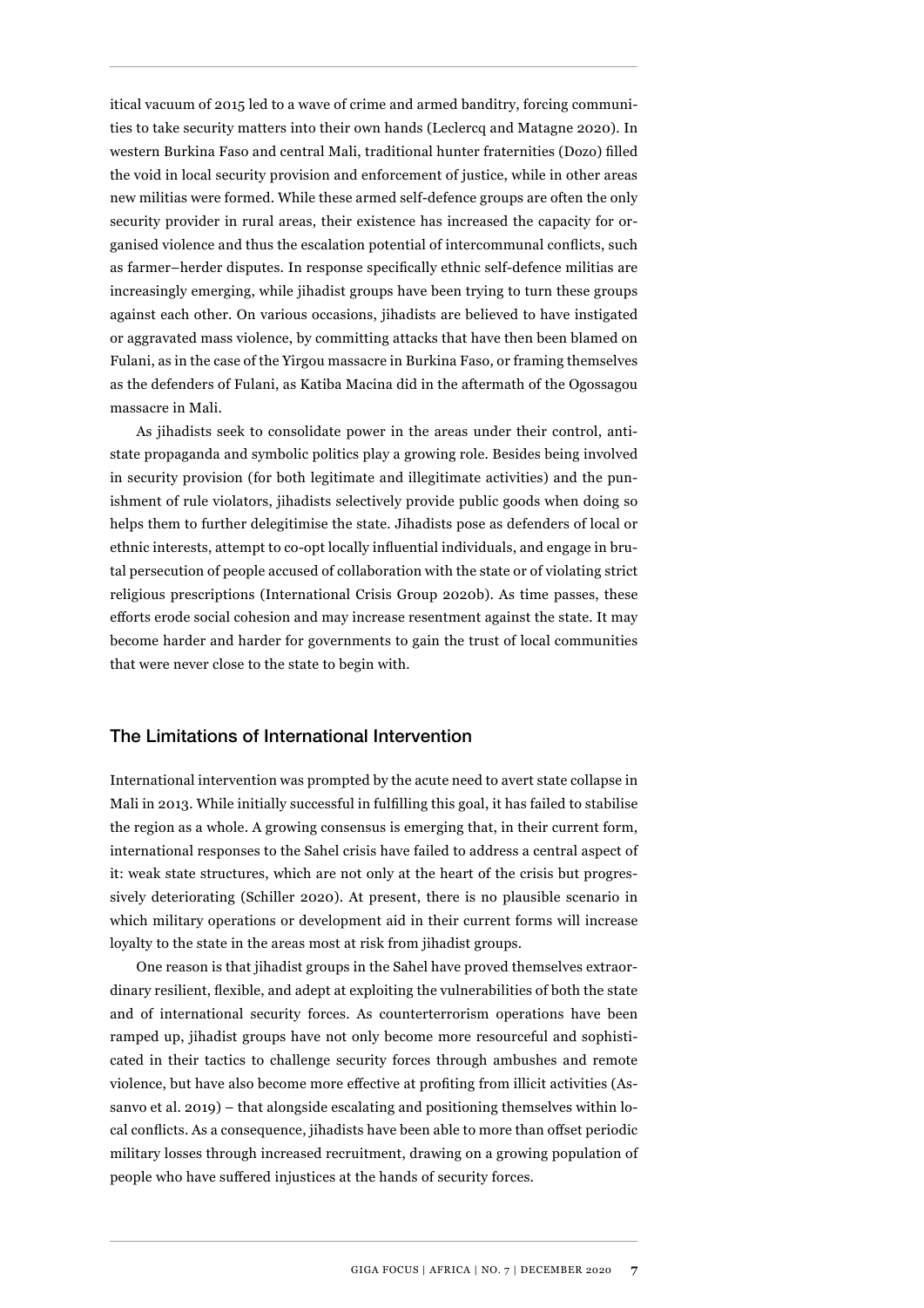itical vacuum of 2015 led to a wave of crime and armed banditry, forcing communities to take security matters into their own hands (Leclercq and Matagne 2020). In western Burkina Faso and central Mali, traditional hunter fraternities (Dozo) filled the void in local security provision and enforcement of justice, while in other areas new militias were formed. While these armed self-defence groups are often the only security provider in rural areas, their existence has increased the capacity for organised violence and thus the escalation potential of intercommunal conflicts, such as farmer–herder disputes. In response specifically ethnic self-defence militias are increasingly emerging, while jihadist groups have been trying to turn these groups against each other. On various occasions, jihadists are believed to have instigated or aggravated mass violence, by committing attacks that have then been blamed on Fulani, as in the case of the Yirgou massacre in Burkina Faso, or framing themselves as the defenders of Fulani, as Katiba Macina did in the aftermath of the Ogossagou massacre in Mali.

As jihadists seek to consolidate power in the areas under their control, anti-state propaganda and symbolic politics play a growing role. Besides being involved in security provision (for both legitimate and illegitimate activities) and the punishment of rule violators, jihadists selectively provide public goods when doing so helps them to further delegitimise the state. Jihadists pose as defenders of local or ethnic interests, attempt to co-opt locally influential individuals, and engage in brutal persecution of people accused of collaboration with the state or of violating strict religious prescriptions (International Crisis Group 2020b). As time passes, these efforts erode social cohesion and may increase resentment against the state. It may become harder and harder for governments to gain the trust of local communities that were never close to the state to begin with.

## The Limitations of International Intervention

International intervention was prompted by the acute need to avert state collapse in Mali in 2013. While initially successful in fulfilling this goal, it has failed to stabilise the region as a whole. A growing consensus is emerging that, in their current form, international responses to the Sahel crisis have failed to address a central aspect of it: weak state structures, which are not only at the heart of the crisis but progressively deteriorating (Schiller 2020). At present, there is no plausible scenario in which military operations or development aid in their current forms will increase loyalty to the state in the areas most at risk from jihadist groups.

One reason is that jihadist groups in the Sahel have proved themselves extraordinary resilient, flexible, and adept at exploiting the vulnerabilities of both the state and of international security forces. As counterterrorism operations have been ramped up, jihadist groups have not only become more resourceful and sophisticated in their tactics to challenge security forces through ambushes and remote violence, but have also become more effective at profiting from illicit activities (Assanvo et al. 2019) – that alongside escalating and positioning themselves within local conflicts. As a consequence, jihadists have been able to more than offset periodic military losses through increased recruitment, drawing on a growing population of people who have suffered injustices at the hands of security forces.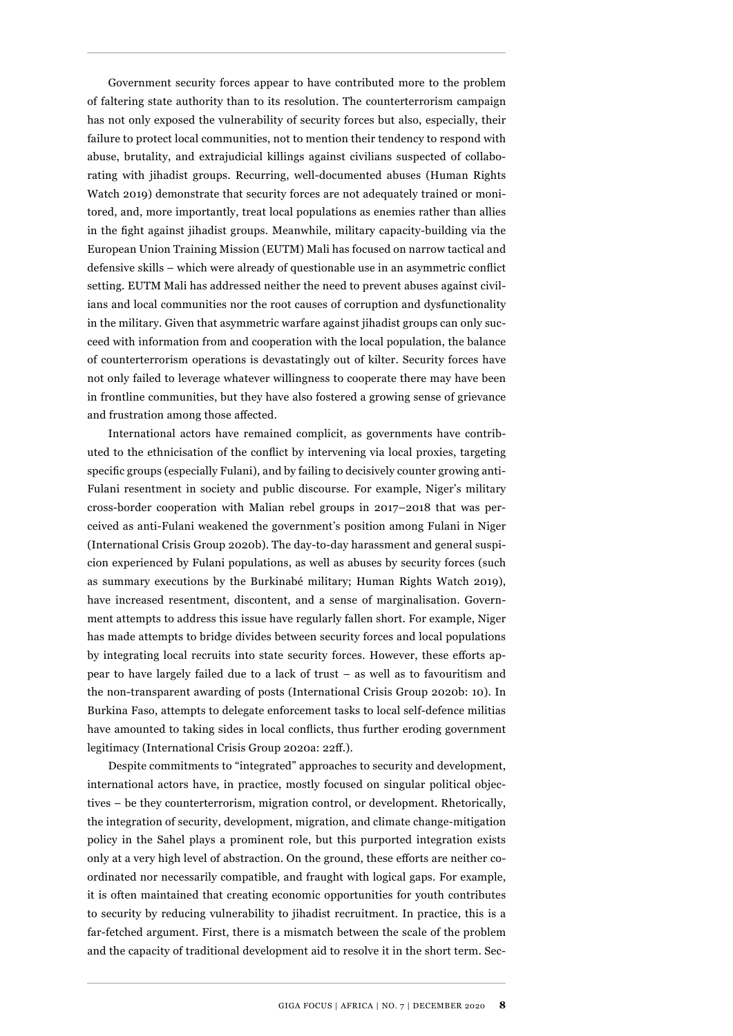Government security forces appear to have contributed more to the problem of faltering state authority than to its resolution. The counterterrorism campaign has not only exposed the vulnerability of security forces but also, especially, their failure to protect local communities, not to mention their tendency to respond with abuse, brutality, and extrajudicial killings against civilians suspected of collaborating with jihadist groups. Recurring, well-documented abuses (Human Rights Watch 2019) demonstrate that security forces are not adequately trained or monitored, and, more importantly, treat local populations as enemies rather than allies in the fight against jihadist groups. Meanwhile, military capacity-building via the European Union Training Mission (EUTM) Mali has focused on narrow tactical and defensive skills – which were already of questionable use in an asymmetric conflict setting. EUTM Mali has addressed neither the need to prevent abuses against civilians and local communities nor the root causes of corruption and dysfunctionality in the military. Given that asymmetric warfare against jihadist groups can only succeed with information from and cooperation with the local population, the balance of counterterrorism operations is devastatingly out of kilter. Security forces have not only failed to leverage whatever willingness to cooperate there may have been in frontline communities, but they have also fostered a growing sense of grievance and frustration among those affected.

International actors have remained complicit, as governments have contributed to the ethnicisation of the conflict by intervening via local proxies, targeting specific groups (especially Fulani), and by failing to decisively counter growing anti-Fulani resentment in society and public discourse. For example, Niger's military cross-border cooperation with Malian rebel groups in 2017–2018 that was perceived as anti-Fulani weakened the government's position among Fulani in Niger (International Crisis Group 2020b). The day-to-day harassment and general suspicion experienced by Fulani populations, as well as abuses by security forces (such as summary executions by the Burkinabé military; Human Rights Watch 2019), have increased resentment, discontent, and a sense of marginalisation. Government attempts to address this issue have regularly fallen short. For example, Niger has made attempts to bridge divides between security forces and local populations by integrating local recruits into state security forces. However, these efforts appear to have largely failed due to a lack of trust – as well as to favouritism and the non-transparent awarding of posts (International Crisis Group 2020b: 10). In Burkina Faso, attempts to delegate enforcement tasks to local self-defence militias have amounted to taking sides in local conflicts, thus further eroding government legitimacy (International Crisis Group 2020a: 22ff.).

Despite commitments to "integrated" approaches to security and development, international actors have, in practice, mostly focused on singular political objectives – be they counterterrorism, migration control, or development. Rhetorically, the integration of security, development, migration, and climate change-mitigation policy in the Sahel plays a prominent role, but this purported integration exists only at a very high level of abstraction. On the ground, these efforts are neither coordinated nor necessarily compatible, and fraught with logical gaps. For example, it is often maintained that creating economic opportunities for youth contributes to security by reducing vulnerability to jihadist recruitment. In practice, this is a far-fetched argument. First, there is a mismatch between the scale of the problem and the capacity of traditional development aid to resolve it in the short term. Sec-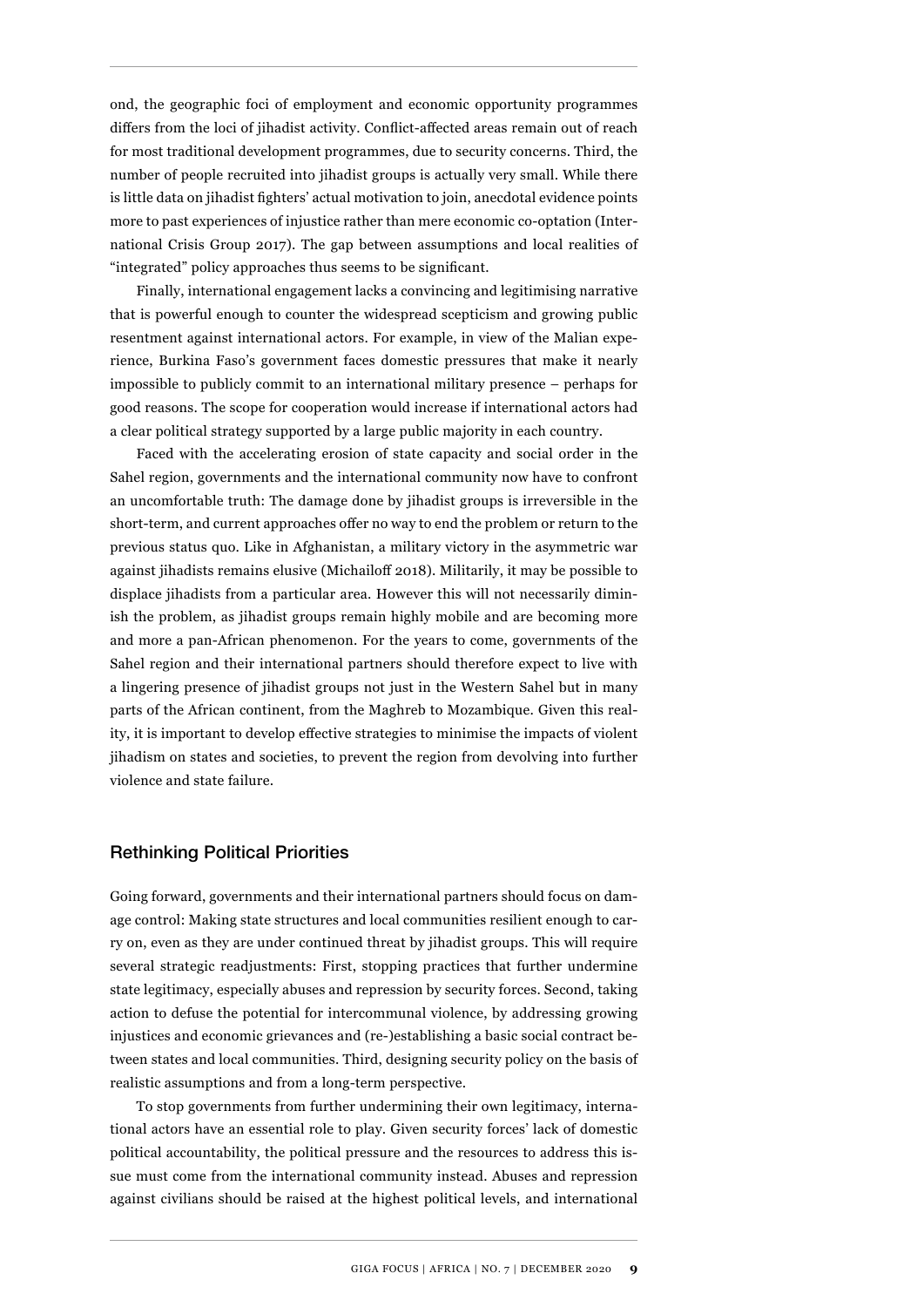ond, the geographic foci of employment and economic opportunity programmes differs from the loci of jihadist activity. Conflict-affected areas remain out of reach for most traditional development programmes, due to security concerns. Third, the number of people recruited into jihadist groups is actually very small. While there is little data on jihadist fighters' actual motivation to join, anecdotal evidence points more to past experiences of injustice rather than mere economic co-optation (International Crisis Group 2017). The gap between assumptions and local realities of "integrated" policy approaches thus seems to be significant.

Finally, international engagement lacks a convincing and legitimising narrative that is powerful enough to counter the widespread scepticism and growing public resentment against international actors. For example, in view of the Malian experience, Burkina Faso's government faces domestic pressures that make it nearly impossible to publicly commit to an international military presence – perhaps for good reasons. The scope for cooperation would increase if international actors had a clear political strategy supported by a large public majority in each country.

Faced with the accelerating erosion of state capacity and social order in the Sahel region, governments and the international community now have to confront an uncomfortable truth: The damage done by jihadist groups is irreversible in the short-term, and current approaches offer no way to end the problem or return to the previous status quo. Like in Afghanistan, a military victory in the asymmetric war against jihadists remains elusive (Michailoff 2018). Militarily, it may be possible to displace jihadists from a particular area. However this will not necessarily diminish the problem, as jihadist groups remain highly mobile and are becoming more and more a pan-African phenomenon. For the years to come, governments of the Sahel region and their international partners should therefore expect to live with a lingering presence of jihadist groups not just in the Western Sahel but in many parts of the African continent, from the Maghreb to Mozambique. Given this reality, it is important to develop effective strategies to minimise the impacts of violent jihadism on states and societies, to prevent the region from devolving into further violence and state failure.

## Rethinking Political Priorities

Going forward, governments and their international partners should focus on damage control: Making state structures and local communities resilient enough to carry on, even as they are under continued threat by jihadist groups. This will require several strategic readjustments: First, stopping practices that further undermine state legitimacy, especially abuses and repression by security forces. Second, taking action to defuse the potential for intercommunal violence, by addressing growing injustices and economic grievances and (re-)establishing a basic social contract between states and local communities. Third, designing security policy on the basis of realistic assumptions and from a long-term perspective.

To stop governments from further undermining their own legitimacy, international actors have an essential role to play. Given security forces' lack of domestic political accountability, the political pressure and the resources to address this issue must come from the international community instead. Abuses and repression against civilians should be raised at the highest political levels, and international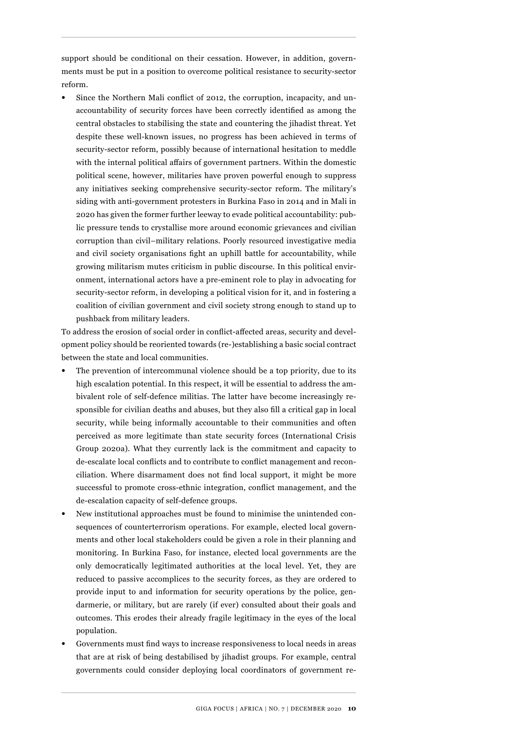support should be conditional on their cessation. However, in addition, governments must be put in a position to overcome political resistance to security-sector reform.

- Since the Northern Mali conflict of 2012, the corruption, incapacity, and unaccountability of security forces have been correctly identified as among the central obstacles to stabilising the state and countering the jihadist threat. Yet despite these well-known issues, no progress has been achieved in terms of security-sector reform, possibly because of international hesitation to meddle with the internal political affairs of government partners. Within the domestic political scene, however, militaries have proven powerful enough to suppress any initiatives seeking comprehensive security-sector reform. The military's siding with anti-government protesters in Burkina Faso in 2014 and in Mali in 2020 has given the former further leeway to evade political accountability: public pressure tends to crystallise more around economic grievances and civilian corruption than civil–military relations. Poorly resourced investigative media and civil society organisations fight an uphill battle for accountability, while growing militarism mutes criticism in public discourse. In this political environment, international actors have a pre-eminent role to play in advocating for security-sector reform, in developing a political vision for it, and in fostering a coalition of civilian government and civil society strong enough to stand up to pushback from military leaders.

To address the erosion of social order in conflict-affected areas, security and development policy should be reoriented towards (re-)establishing a basic social contract between the state and local communities.

- The prevention of intercommunal violence should be a top priority, due to its high escalation potential. In this respect, it will be essential to address the ambivalent role of self-defence militias. The latter have become increasingly responsible for civilian deaths and abuses, but they also fill a critical gap in local security, while being informally accountable to their communities and often perceived as more legitimate than state security forces (International Crisis Group 2020a). What they currently lack is the commitment and capacity to de-escalate local conflicts and to contribute to conflict management and reconciliation. Where disarmament does not find local support, it might be more successful to promote cross-ethnic integration, conflict management, and the de-escalation capacity of self-defence groups.
- New institutional approaches must be found to minimise the unintended consequences of counterterrorism operations. For example, elected local governments and other local stakeholders could be given a role in their planning and monitoring. In Burkina Faso, for instance, elected local governments are the only democratically legitimated authorities at the local level. Yet, they are reduced to passive accomplices to the security forces, as they are ordered to provide input to and information for security operations by the police, gendarmerie, or military, but are rarely (if ever) consulted about their goals and outcomes. This erodes their already fragile legitimacy in the eyes of the local population.
- Governments must find ways to increase responsiveness to local needs in areas that are at risk of being destabilised by jihadist groups. For example, central governments could consider deploying local coordinators of government re-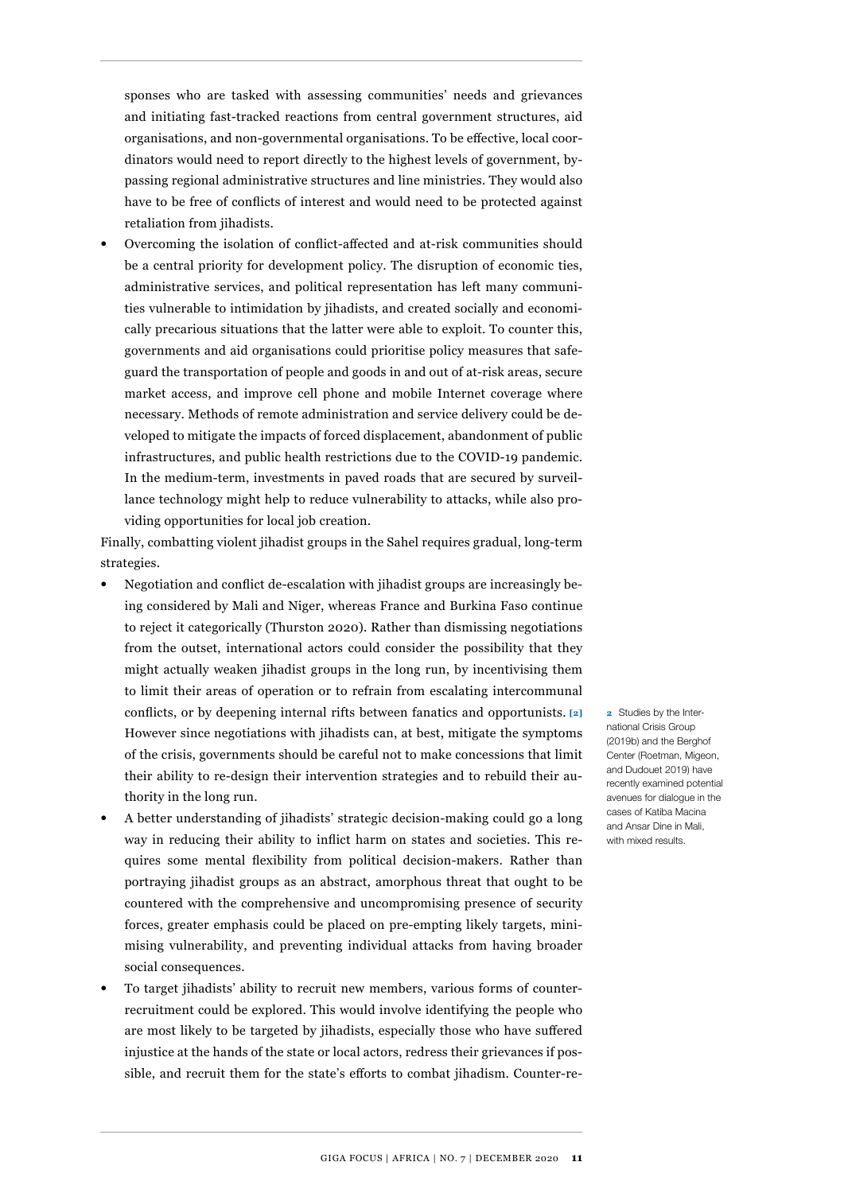sponses who are tasked with assessing communities' needs and grievances and initiating fast-tracked reactions from central government structures, aid organisations, and non-governmental organisations. To be effective, local coordinators would need to report directly to the highest levels of government, bypassing regional administrative structures and line ministries. They would also have to be free of conflicts of interest and would need to be protected against retaliation from jihadists.

- Overcoming the isolation of conflict-affected and at-risk communities should be a central priority for development policy. The disruption of economic ties, administrative services, and political representation has left many communities vulnerable to intimidation by jihadists, and created socially and economically precarious situations that the latter were able to exploit. To counter this, governments and aid organisations could prioritise policy measures that safeguard the transportation of people and goods in and out of at-risk areas, secure market access, and improve cell phone and mobile Internet coverage where necessary. Methods of remote administration and service delivery could be developed to mitigate the impacts of forced displacement, abandonment of public infrastructures, and public health restrictions due to the COVID-19 pandemic. In the medium-term, investments in paved roads that are secured by surveillance technology might help to reduce vulnerability to attacks, while also providing opportunities for local job creation.

Finally, combatting violent jihadist groups in the Sahel requires gradual, long-term strategies.

- Negotiation and conflict de-escalation with jihadist groups are increasingly being considered by Mali and Niger, whereas France and Burkina Faso continue to reject it categorically (Thurston 2020). Rather than dismissing negotiations from the outset, international actors could consider the possibility that they might actually weaken jihadist groups in the long run, by incentivising them to limit their areas of operation or to refrain from escalating intercommunal conflicts, or by deepening internal rifts between fanatics and opportunists. [2] However since negotiations with jihadists can, at best, mitigate the symptoms of the crisis, governments should be careful not to make concessions that limit their ability to re-design their intervention strategies and to rebuild their authority in the long run.
- A better understanding of jihadists' strategic decision-making could go a long way in reducing their ability to inflict harm on states and societies. This requires some mental flexibility from political decision-makers. Rather than portraying jihadist groups as an abstract, amorphous threat that ought to be countered with the comprehensive and uncompromising presence of security forces, greater emphasis could be placed on pre-empting likely targets, minimising vulnerability, and preventing individual attacks from having broader social consequences.
- To target jihadists' ability to recruit new members, various forms of counter-recruitment could be explored. This would involve identifying the people who are most likely to be targeted by jihadists, especially those who have suffered injustice at the hands of the state or local actors, redress their grievances if possible, and recruit them for the state's efforts to combat jihadism. Counter-re-

[2] Studies by the International Crisis Group (2019b) and the Berghof Center (Roetman, Migeon, and Dudouet 2019) have recently examined potential avenues for dialogue in the cases of Katiba Macina and Ansar Dine in Mali, with mixed results.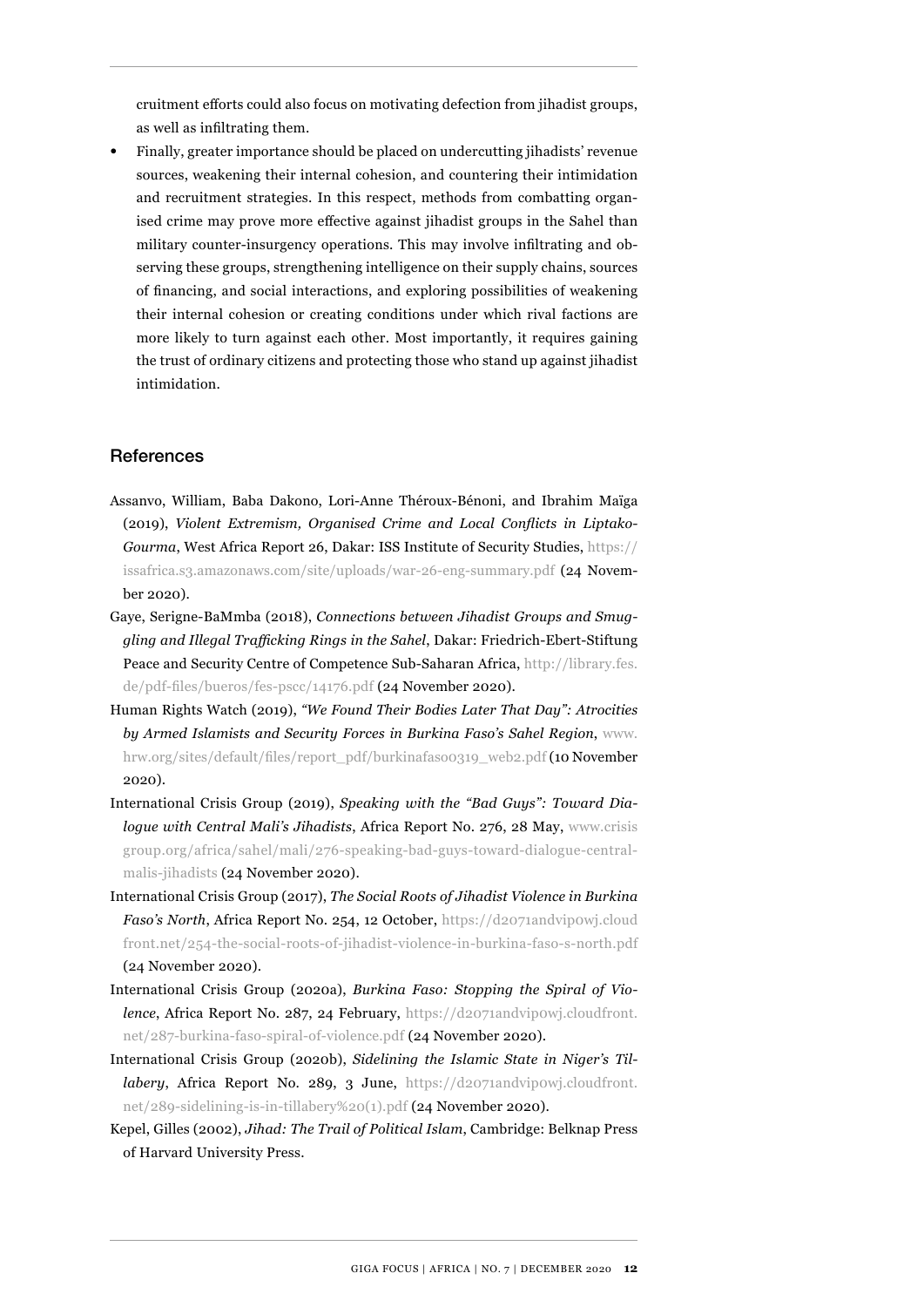cruitment efforts could also focus on motivating defection from jihadist groups, as well as infiltrating them.

- Finally, greater importance should be placed on undercutting jihadists' revenue sources, weakening their internal cohesion, and countering their intimidation and recruitment strategies. In this respect, methods from combatting organised crime may prove more effective against jihadist groups in the Sahel than military counter-insurgency operations. This may involve infiltrating and observing these groups, strengthening intelligence on their supply chains, sources of financing, and social interactions, and exploring possibilities of weakening their internal cohesion or creating conditions under which rival factions are more likely to turn against each other. Most importantly, it requires gaining the trust of ordinary citizens and protecting those who stand up against jihadist intimidation.

## References

Assanvo, William, Baba Dakono, Lori-Anne Théroux-Bénoni, and Ibrahim Maïga (2019), *Violent Extremism, Organised Crime and Local Conflicts in Liptako-Gourma*, West Africa Report 26, Dakar: ISS Institute of Security Studies, https://issafrica.s3.amazonaws.com/site/uploads/war-26-eng-summary.pdf (24 November 2020).

Gaye, Serigne-BaMmba (2018), *Connections between Jihadist Groups and Smuggling and Illegal Trafficking Rings in the Sahel*, Dakar: Friedrich-Ebert-Stiftung Peace and Security Centre of Competence Sub-Saharan Africa, http://library.fes.de/pdf-files/bueros/fes-pscc/14176.pdf (24 November 2020).

Human Rights Watch (2019), *"We Found Their Bodies Later That Day": Atrocities by Armed Islamists and Security Forces in Burkina Faso's Sahel Region*, www.hrw.org/sites/default/files/report_pdf/burkinafaso0319_web2.pdf (10 November 2020).

International Crisis Group (2019), *Speaking with the "Bad Guys": Toward Dialogue with Central Mali's Jihadists*, Africa Report No. 276, 28 May, www.crisisgroup.org/africa/sahel/mali/276-speaking-bad-guys-toward-dialogue-central-malis-jihadists (24 November 2020).

International Crisis Group (2017), *The Social Roots of Jihadist Violence in Burkina Faso's North*, Africa Report No. 254, 12 October, https://d2071andvip0wj.cloudfront.net/254-the-social-roots-of-jihadist-violence-in-burkina-faso-s-north.pdf (24 November 2020).

International Crisis Group (2020a), *Burkina Faso: Stopping the Spiral of Violence*, Africa Report No. 287, 24 February, https://d2071andvip0wj.cloudfront.net/287-burkina-faso-spiral-of-violence.pdf (24 November 2020).

International Crisis Group (2020b), *Sidelining the Islamic State in Niger's Tillabery*, Africa Report No. 289, 3 June, https://d2071andvip0wj.cloudfront.net/289-sidelining-is-in-tillabery%20(1).pdf (24 November 2020).

Kepel, Gilles (2002), *Jihad: The Trail of Political Islam*, Cambridge: Belknap Press of Harvard University Press.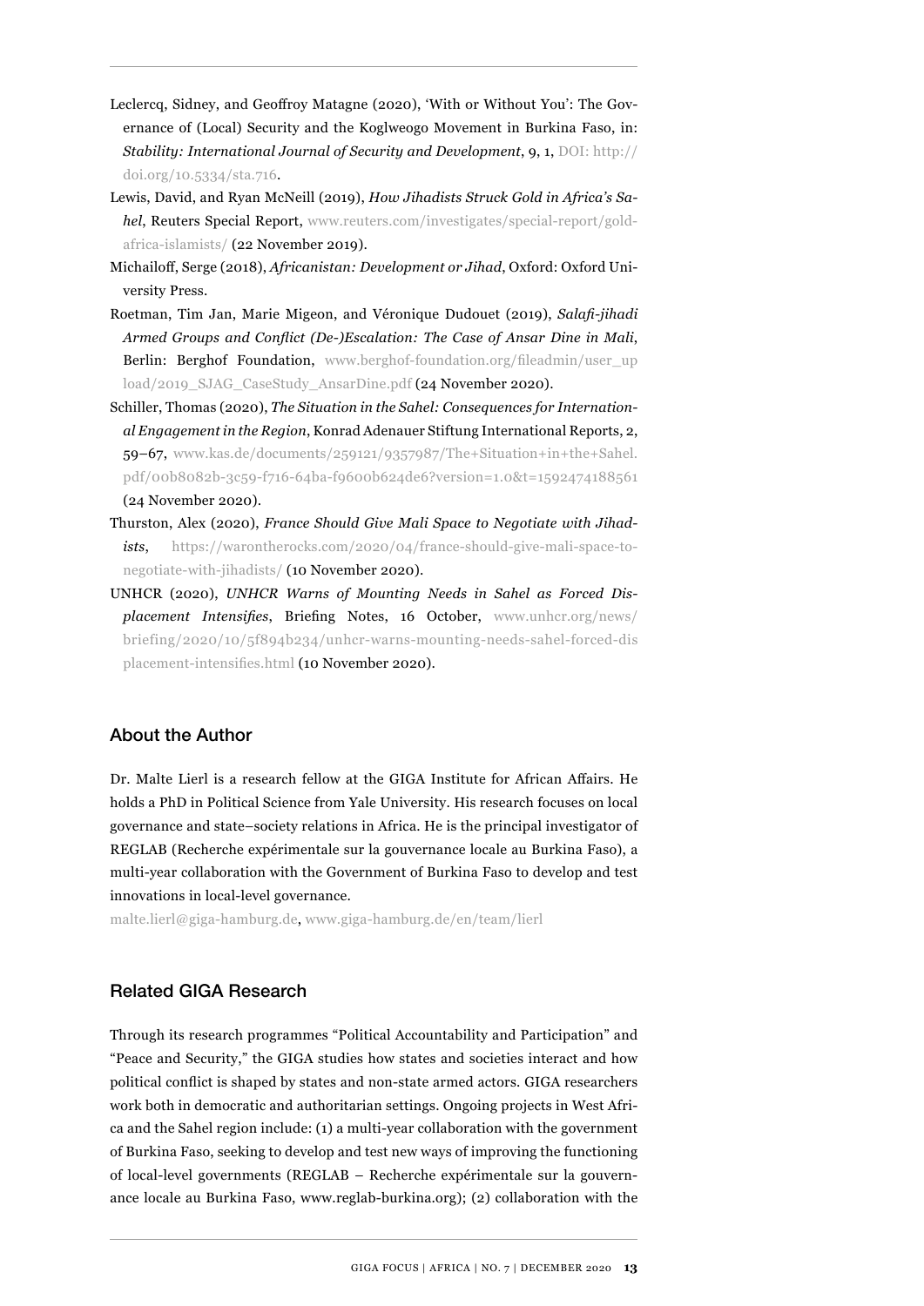Leclercq, Sidney, and Geoffroy Matagne (2020), 'With or Without You': The Governance of (Local) Security and the Koglweogo Movement in Burkina Faso, in: ***Stability: International Journal of Security and Development***, 9, 1, DOI: http://doi.org/10.5334/sta.716.

Lewis, David, and Ryan McNeill (2019), *How Jihadists Struck Gold in Africa's Sahel*, Reuters Special Report, www.reuters.com/investigates/special-report/gold-africa-islamists/ (22 November 2019).

Michailoff, Serge (2018), *Africanistan: Development or Jihad*, Oxford: Oxford University Press.

Roetman, Tim Jan, Marie Migeon, and Véronique Dudouet (2019), *Salafi-jihadi Armed Groups and Conflict (De-)Escalation: The Case of Ansar Dine in Mali*, Berlin: Berghof Foundation, www.berghof-foundation.org/fileadmin/user_upload/2019_SJAG_CaseStudy_AnsarDine.pdf (24 November 2020).

Schiller, Thomas (2020), *The Situation in the Sahel: Consequences for International Engagement in the Region*, Konrad Adenauer Stiftung International Reports, 2, 59–67, www.kas.de/documents/259121/9357987/The+Situation+in+the+Sahel.pdf/00b8082b-3c59-f716-64ba-f9600b624de6?version=1.0&t=1592474188561 (24 November 2020).

Thurston, Alex (2020), *France Should Give Mali Space to Negotiate with Jihadists*, https://warontherocks.com/2020/04/france-should-give-mali-space-to-negotiate-with-jihadists/ (10 November 2020).

UNHCR (2020), *UNHCR Warns of Mounting Needs in Sahel as Forced Displacement Intensifies*, Briefing Notes, 16 October, www.unhcr.org/news/briefing/2020/10/5f894b234/unhcr-warns-mounting-needs-sahel-forced-displacement-intensifies.html (10 November 2020).

## About the Author

Dr. Malte Lierl is a research fellow at the GIGA Institute for African Affairs. He holds a PhD in Political Science from Yale University. His research focuses on local governance and state–society relations in Africa. He is the principal investigator of REGLAB (Recherche expérimentale sur la gouvernance locale au Burkina Faso), a multi-year collaboration with the Government of Burkina Faso to develop and test innovations in local-level governance.

malte.lierl@giga-hamburg.de, www.giga-hamburg.de/en/team/lierl

## Related GIGA Research

Through its research programmes "Political Accountability and Participation" and "Peace and Security," the GIGA studies how states and societies interact and how political conflict is shaped by states and non-state armed actors. GIGA researchers work both in democratic and authoritarian settings. Ongoing projects in West Africa and the Sahel region include: (1) a multi-year collaboration with the government of Burkina Faso, seeking to develop and test new ways of improving the functioning of local-level governments (REGLAB – Recherche expérimentale sur la gouvernance locale au Burkina Faso, www.reglab-burkina.org); (2) collaboration with the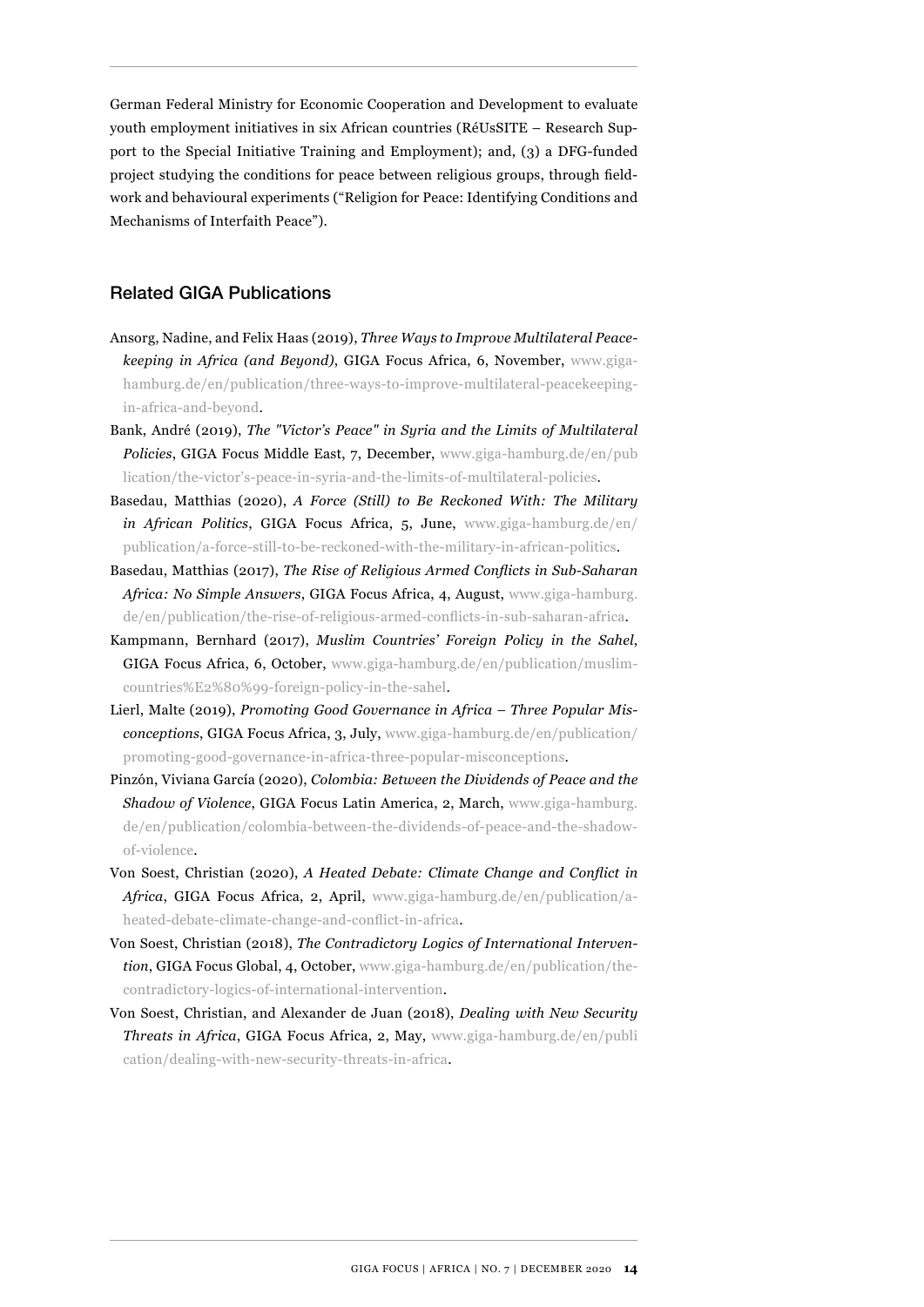German Federal Ministry for Economic Cooperation and Development to evaluate youth employment initiatives in six African countries (RéUsSITE – Research Support to the Special Initiative Training and Employment); and, (3) a DFG-funded project studying the conditions for peace between religious groups, through fieldwork and behavioural experiments ("Religion for Peace: Identifying Conditions and Mechanisms of Interfaith Peace").

## Related GIGA Publications

Ansorg, Nadine, and Felix Haas (2019), *Three Ways to Improve Multilateral Peacekeeping in Africa (and Beyond)*, GIGA Focus Africa, 6, November, www.giga-hamburg.de/en/publication/three-ways-to-improve-multilateral-peacekeeping-in-africa-and-beyond.

Bank, André (2019), *The "Victor's Peace" in Syria and the Limits of Multilateral Policies*, GIGA Focus Middle East, 7, December, www.giga-hamburg.de/en/publication/the-victor's-peace-in-syria-and-the-limits-of-multilateral-policies.

Basedau, Matthias (2020), *A Force (Still) to Be Reckoned With: The Military in African Politics*, GIGA Focus Africa, 5, June, www.giga-hamburg.de/en/publication/a-force-still-to-be-reckoned-with-the-military-in-african-politics.

Basedau, Matthias (2017), *The Rise of Religious Armed Conflicts in Sub-Saharan Africa: No Simple Answers*, GIGA Focus Africa, 4, August, www.giga-hamburg.de/en/publication/the-rise-of-religious-armed-conflicts-in-sub-saharan-africa.

Kampmann, Bernhard (2017), *Muslim Countries' Foreign Policy in the Sahel*, GIGA Focus Africa, 6, October, www.giga-hamburg.de/en/publication/muslim-countries%E2%80%99-foreign-policy-in-the-sahel.

Lierl, Malte (2019), *Promoting Good Governance in Africa – Three Popular Misconceptions*, GIGA Focus Africa, 3, July, www.giga-hamburg.de/en/publication/promoting-good-governance-in-africa-three-popular-misconceptions.

Pinzón, Viviana García (2020), *Colombia: Between the Dividends of Peace and the Shadow of Violence*, GIGA Focus Latin America, 2, March, www.giga-hamburg.de/en/publication/colombia-between-the-dividends-of-peace-and-the-shadow-of-violence.

Von Soest, Christian (2020), *A Heated Debate: Climate Change and Conflict in Africa*, GIGA Focus Africa, 2, April, www.giga-hamburg.de/en/publication/a-heated-debate-climate-change-and-conflict-in-africa.

Von Soest, Christian (2018), *The Contradictory Logics of International Intervention*, GIGA Focus Global, 4, October, www.giga-hamburg.de/en/publication/the-contradictory-logics-of-international-intervention.

Von Soest, Christian, and Alexander de Juan (2018), *Dealing with New Security Threats in Africa*, GIGA Focus Africa, 2, May, www.giga-hamburg.de/en/publication/dealing-with-new-security-threats-in-africa.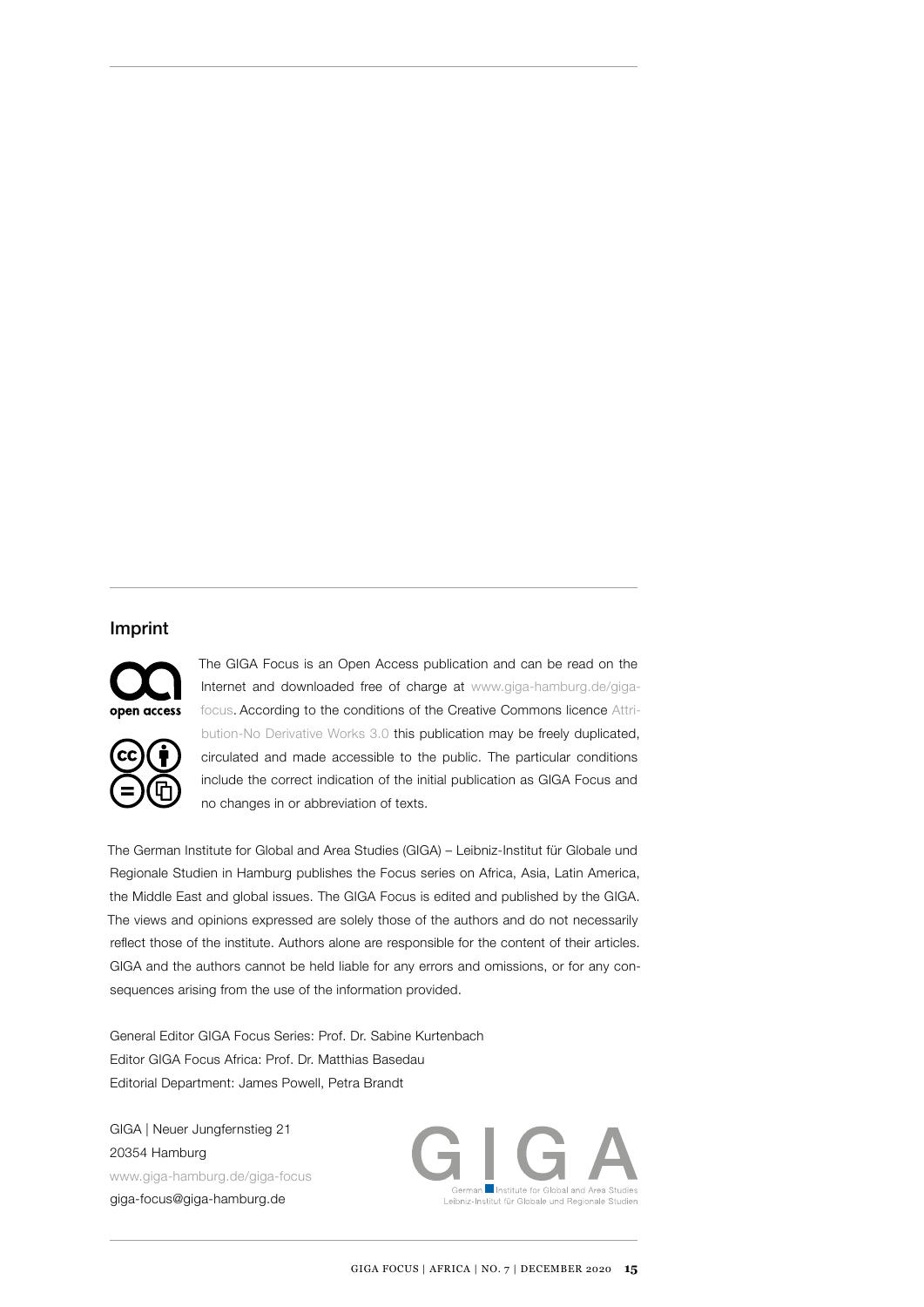## Imprint

The GIGA Focus is an Open Access publication and can be read on the Internet and downloaded free of charge at www.giga-hamburg.de/giga-focus. According to the conditions of the Creative Commons licence Attribution-No Derivative Works 3.0 this publication may be freely duplicated, circulated and made accessible to the public. The particular conditions include the correct indication of the initial publication as GIGA Focus and no changes in or abbreviation of texts.

The German Institute for Global and Area Studies (GIGA) – Leibniz-Institut für Globale und Regionale Studien in Hamburg publishes the Focus series on Africa, Asia, Latin America, the Middle East and global issues. The GIGA Focus is edited and published by the GIGA. The views and opinions expressed are solely those of the authors and do not necessarily reflect those of the institute. Authors alone are responsible for the content of their articles. GIGA and the authors cannot be held liable for any errors and omissions, or for any consequences arising from the use of the information provided.

General Editor GIGA Focus Series: Prof. Dr. Sabine Kurtenbach
Editor GIGA Focus Africa: Prof. Dr. Matthias Basedau
Editorial Department: James Powell, Petra Brandt

GIGA | Neuer Jungfernstieg 21
20354 Hamburg
www.giga-hamburg.de/giga-focus
giga-focus@giga-hamburg.de

GIGA
German Institute for Global and Area Studies
Leibniz-Institut für Globale und Regionale Studien